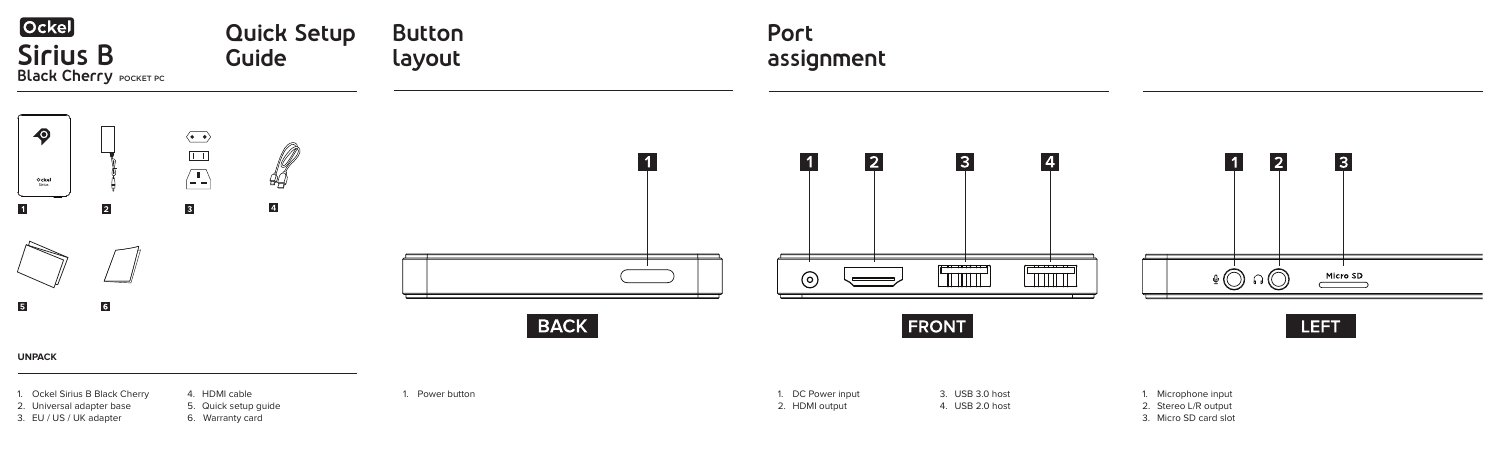Ockel

# Sirius B

Black Cherry POCKET PC

## Quick Setup Guide

### UNPACK

1. Ockel Sirius B Black Cherry
2. Universal adapter base
3. EU / US / UK adapter
4. HDMI cable
5. Quick setup guide
6. Warranty card

## Button layout

BACK

1. Power button

## Port assignment

FRONT

1. DC Power input
2. HDMI output
3. USB 3.0 host
4. USB 2.0 host

LEFT

Micro SD

1. Microphone input
2. Stereo L/R output
3. Micro SD card slot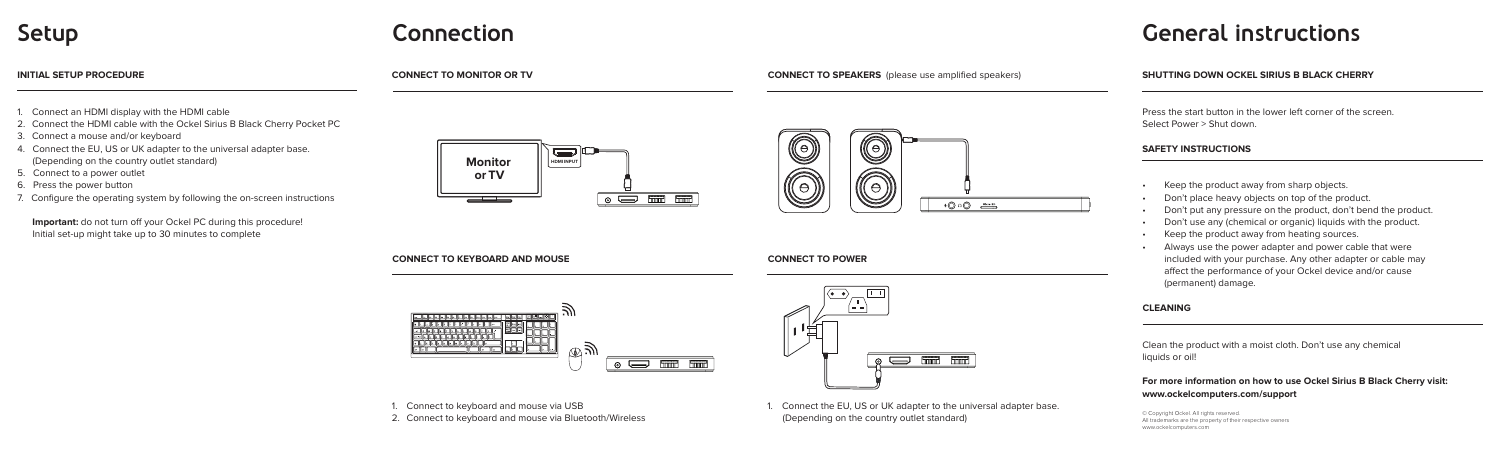# Setup

### INITIAL SETUP PROCEDURE

1. Connect an HDMI display with the HDMI cable
2. Connect the HDMI cable with the Ockel Sirius B Black Cherry Pocket PC
3. Connect a mouse and/or keyboard
4. Connect the EU, US or UK adapter to the universal adapter base. (Depending on the country outlet standard)
5. Connect to a power outlet
6. Press the power button
7. Configure the operating system by following the on-screen instructions

**Important:** do not turn off your Ockel PC during this procedure! Initial set-up might take up to 30 minutes to complete

# Connection

### CONNECT TO MONITOR OR TV

Monitor or TV

HDMI INPUT

### CONNECT TO SPEAKERS (please use amplified speakers)

### CONNECT TO KEYBOARD AND MOUSE

1. Connect to keyboard and mouse via USB
2. Connect to keyboard and mouse via Bluetooth/Wireless

### CONNECT TO POWER

1. Connect the EU, US or UK adapter to the universal adapter base. (Depending on the country outlet standard)

# General instructions

### SHUTTING DOWN OCKEL SIRIUS B BLACK CHERRY

Press the start button in the lower left corner of the screen.
Select Power > Shut down.

### SAFETY INSTRUCTIONS

- Keep the product away from sharp objects.
- Don't place heavy objects on top of the product.
- Don't put any pressure on the product, don't bend the product.
- Don't use any (chemical or organic) liquids with the product.
- Keep the product away from heating sources.
- Always use the power adapter and power cable that were included with your purchase. Any other adapter or cable may affect the performance of your Ockel device and/or cause (permanent) damage.

### CLEANING

Clean the product with a moist cloth. Don't use any chemical liquids or oil!

**For more information on how to use Ockel Sirius B Black Cherry visit: www.ockelcomputers.com/support**

© Copyright Ockel. All rights reserved.
All trademarks are the property of their respective owners
www.ockelcomputers.com